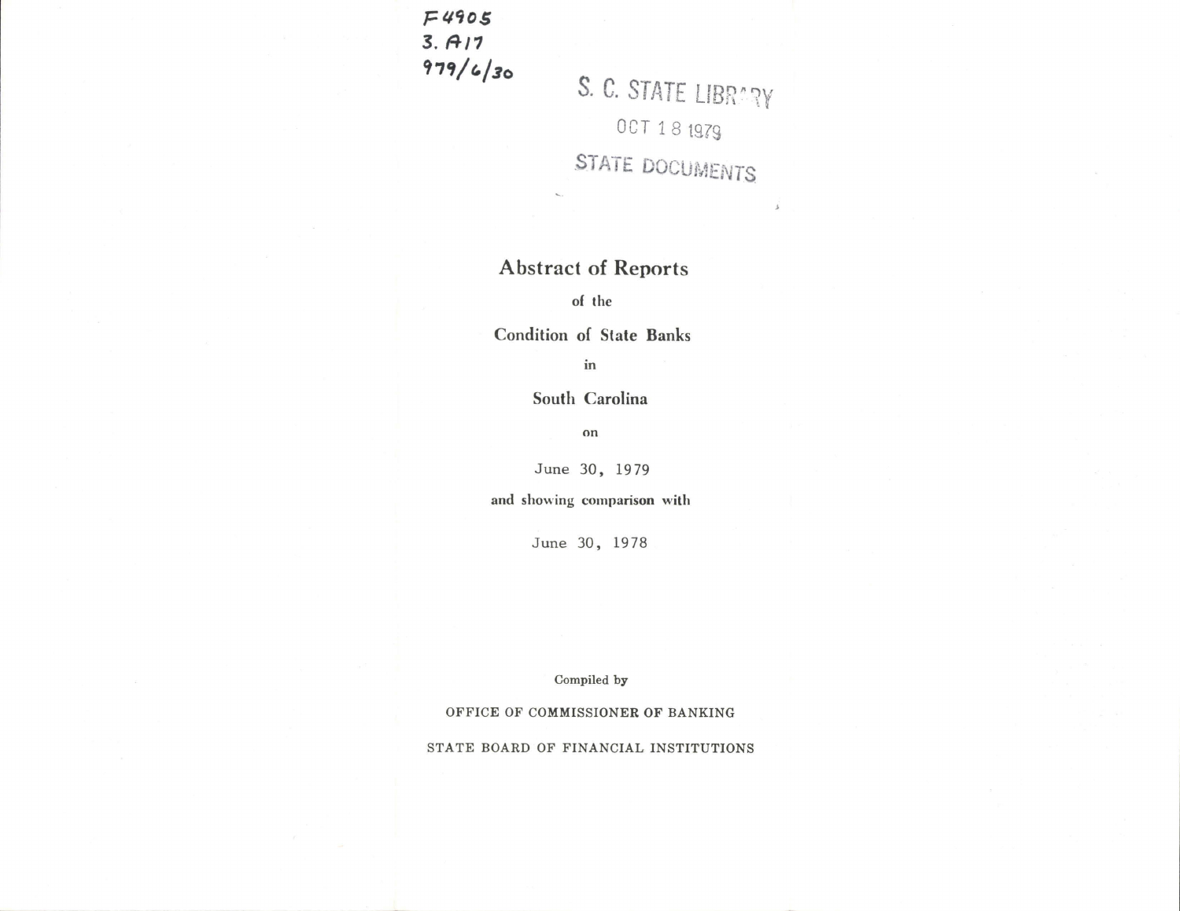F4905
3. A17
979/6/30

S. C. STATE LIBRARY
OCT 18 1979
STATE DOCUMENTS

# Abstract of Reports

of the

## Condition of State Banks

in

## South Carolina

on

June 30, 1979

and showing comparison with

June 30, 1978

Compiled by

OFFICE OF COMMISSIONER OF BANKING

STATE BOARD OF FINANCIAL INSTITUTIONS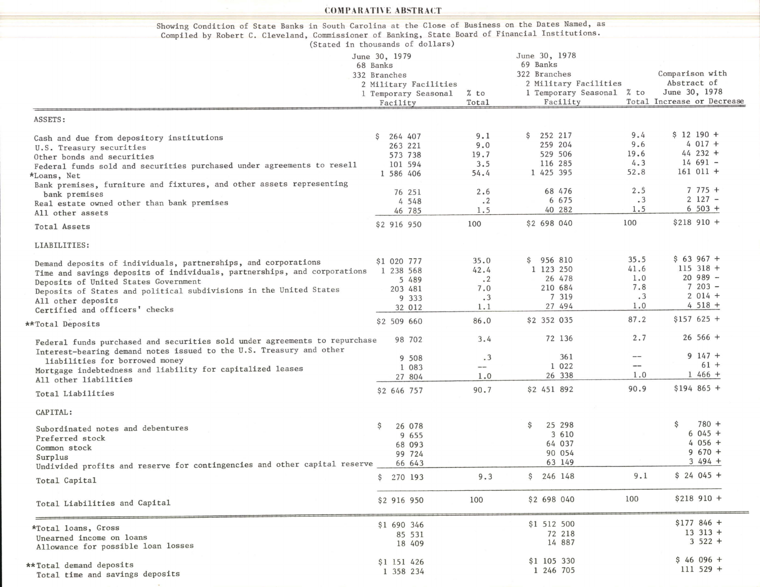# COMPARATIVE ABSTRACT

Showing Condition of State Banks in South Carolina at the Close of Business on the Dates Named, as Compiled by Robert C. Cleveland, Commissioner of Banking, State Board of Financial Institutions.
(Stated in thousands of dollars)

| | June 30, 1979<br>68 Banks<br>332 Branches<br>2 Military Facilities<br>1 Temporary Seasonal Facility | % to Total | June 30, 1978<br>69 Banks<br>322 Branches<br>2 Military Facilities<br>1 Temporary Seasonal Facility | % to Total | Comparison with Abstract of June 30, 1978 Increase or Decrease |
|---|---|---|---|---|---|
| **ASSETS:** | | | | | |
| Cash and due from depository institutions | $ 264 407 | 9.1 | $ 252 217 | 9.4 | $ 12 190 + |
| U.S. Treasury securities | 263 221 | 9.0 | 259 204 | 9.6 | 4 017 + |
| Other bonds and securities | 573 738 | 19.7 | 529 506 | 19.6 | 44 232 + |
| Federal funds sold and securities purchased under agreements to resell | 101 594 | 3.5 | 116 285 | 4.3 | 14 691 - |
| *Loans, Net | 1 586 406 | 54.4 | 1 425 395 | 52.8 | 161 011 + |
| Bank premises, furniture and fixtures, and other assets representing bank premises | 76 251 | 2.6 | 68 476 | 2.5 | 7 775 + |
| Real estate owned other than bank premises | 4 548 | .2 | 6 675 | .3 | 2 127 - |
| All other assets | 46 785 | 1.5 | 40 282 | 1.5 | 6 503 + |
| Total Assets | $2 916 950 | 100 | $2 698 040 | 100 | $218 910 + |
| **LIABILITIES:** | | | | | |
| Demand deposits of individuals, partnerships, and corporations | $1 020 777 | 35.0 | $ 956 810 | 35.5 | $ 63 967 + |
| Time and savings deposits of individuals, partnerships, and corporations | 1 238 568 | 42.4 | 1 123 250 | 41.6 | 115 318 + |
| Deposits of United States Government | 5 489 | .2 | 26 478 | 1.0 | 20 989 - |
| Deposits of States and political subdivisions in the United States | 203 481 | 7.0 | 210 684 | 7.8 | 7 203 - |
| All other deposits | 9 333 | .3 | 7 319 | .3 | 2 014 + |
| Certified and officers' checks | 32 012 | 1.1 | 27 494 | 1.0 | 4 518 + |
| **Total Deposits | $2 509 660 | 86.0 | $2 352 035 | 87.2 | $157 625 + |
| Federal funds purchased and securities sold under agreements to repurchase | 98 702 | 3.4 | 72 136 | 2.7 | 26 566 + |
| Interest-bearing demand notes issued to the U.S. Treasury and other liabilities for borrowed money | 9 508 | .3 | 361 | --- | 9 147 + |
| Mortgage indebtedness and liability for capitalized leases | 1 083 | --- | 1 022 | --- | 61 + |
| All other liabilities | 27 804 | 1.0 | 26 338 | 1.0 | 1 466 + |
| Total Liabilities | $2 646 757 | 90.7 | $2 451 892 | 90.9 | $194 865 + |
| **CAPITAL:** | | | | | |
| Subordinated notes and debentures | $ 26 078 | | $ 25 298 | | $ 780 + |
| Preferred stock | 9 655 | | 3 610 | | 6 045 + |
| Common stock | 68 093 | | 64 037 | | 4 056 + |
| Surplus | 99 724 | | 90 054 | | 9 670 + |
| Undivided profits and reserve for contingencies and other capital reserve | 66 643 | | 63 149 | | 3 494 + |
| Total Capital | $ 270 193 | 9.3 | $ 246 148 | 9.1 | $ 24 045 + |
| Total Liabilities and Capital | $2 916 950 | 100 | $2 698 040 | 100 | $218 910 + |
| *Total loans, Gross | $1 690 346 | | $1 512 500 | | $177 846 + |
| Unearned income on loans | 85 531 | | 72 218 | | 13 313 + |
| Allowance for possible loan losses | 18 409 | | 14 887 | | 3 522 + |
| **Total demand deposits | $1 151 426 | | $1 105 330 | | $ 46 096 + |
| Total time and savings deposits | 1 358 234 | | 1 246 705 | | 111 529 + |